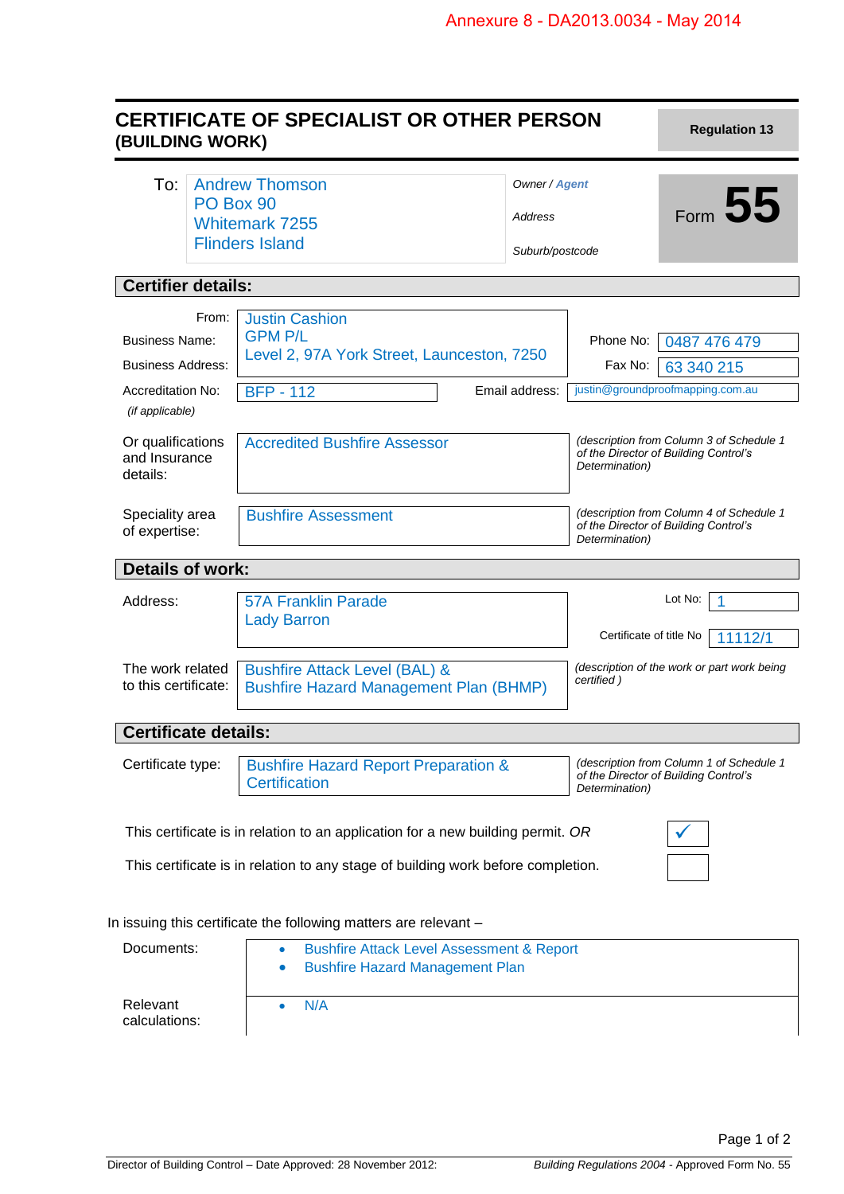Annexure 8 - DA2013.0034 - May 2014

# CERTIFICATE OF SPECIALIST OR OTHER PERSON (BUILDING WORK)

**Regulation 13**

Form **55**

| To: | | |
|---|---|---|
| | Andrew Thomson | *Owner / Agent* |
| | PO Box 90 | *Address* |
| | Whitemark 7255 | |
| | Flinders Island | *Suburb/postcode* |

## Certifier details:

| | | | |
|---|---|---|---|
| From: | Justin Cashion | | |
| Business Name: | GPM P/L | Phone No: | 0487 476 479 |
| Business Address: | Level 2, 97A York Street, Launceston, 7250 | Fax No: | 63 340 215 |
| Accreditation No: *(if applicable)* | BFP - 112 | Email address: | justin@groundproofmapping.com.au |
| Or qualifications and Insurance details: | Accredited Bushfire Assessor | *(description from Column 3 of Schedule 1 of the Director of Building Control's Determination)* | |
| Speciality area of expertise: | Bushfire Assessment | *(description from Column 4 of Schedule 1 of the Director of Building Control's Determination)* | |

## Details of work:

| | | | |
|---|---|---|---|
| Address: | 57A Franklin Parade<br>Lady Barron | Lot No: | 1 |
| | | Certificate of title No | 11112/1 |
| The work related to this certificate: | Bushfire Attack Level (BAL) &<br>Bushfire Hazard Management Plan (BHMP) | *(description of the work or part work being certified )* | |

## Certificate details:

| | | |
|---|---|---|
| Certificate type: | Bushfire Hazard Report Preparation & Certification | *(description from Column 1 of Schedule 1 of the Director of Building Control's Determination)* |

| | |
|---|---|
| This certificate is in relation to an application for a new building permit. *OR* | ✓ |
| This certificate is in relation to any stage of building work before completion. | |

In issuing this certificate the following matters are relevant –

| | |
|---|---|
| Documents: | • Bushfire Attack Level Assessment & Report<br>• Bushfire Hazard Management Plan |
| Relevant calculations: | • N/A |

Director of Building Control – Date Approved: 28 November 2012: *Building Regulations 2004* - Approved Form No. 55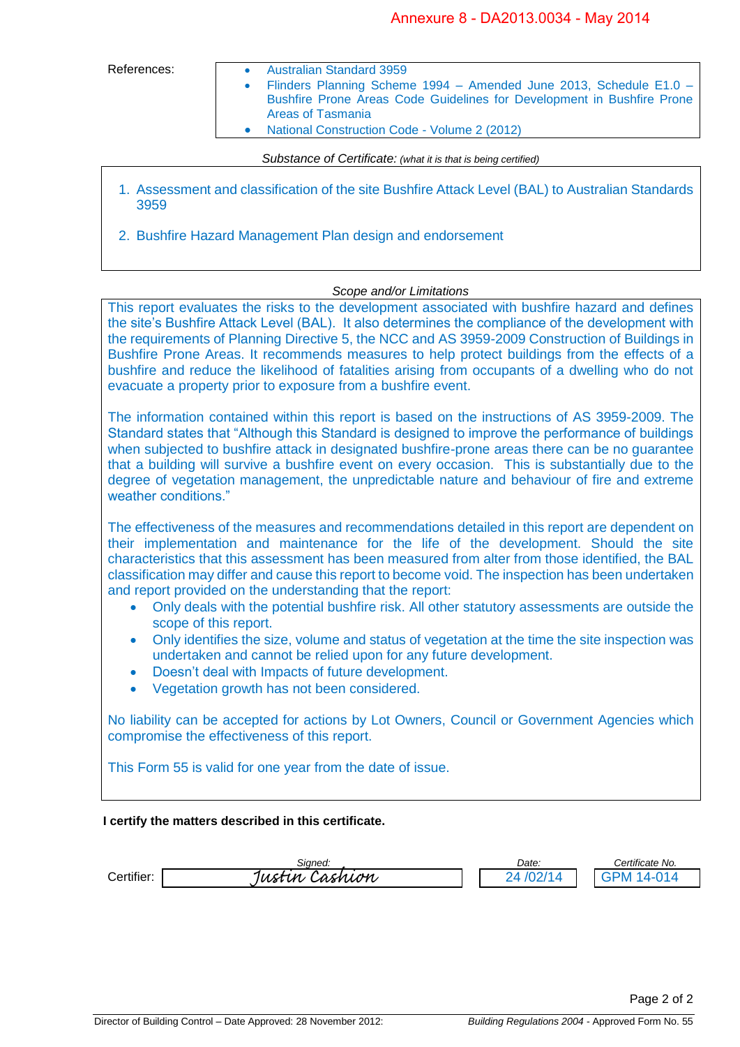Annexure 8 - DA2013.0034 - May 2014

| | |
|---|---|
| References: | • Australian Standard 3959<br>• Flinders Planning Scheme 1994 – Amended June 2013, Schedule E1.0 – Bushfire Prone Areas Code Guidelines for Development in Bushfire Prone Areas of Tasmania<br>• National Construction Code - Volume 2 (2012) |

*Substance of Certificate: (what it is that is being certified)*

1. Assessment and classification of the site Bushfire Attack Level (BAL) to Australian Standards 3959
2. Bushfire Hazard Management Plan design and endorsement

*Scope and/or Limitations*

This report evaluates the risks to the development associated with bushfire hazard and defines the site's Bushfire Attack Level (BAL). It also determines the compliance of the development with the requirements of Planning Directive 5, the NCC and AS 3959-2009 Construction of Buildings in Bushfire Prone Areas. It recommends measures to help protect buildings from the effects of a bushfire and reduce the likelihood of fatalities arising from occupants of a dwelling who do not evacuate a property prior to exposure from a bushfire event.

The information contained within this report is based on the instructions of AS 3959-2009. The Standard states that "Although this Standard is designed to improve the performance of buildings when subjected to bushfire attack in designated bushfire-prone areas there can be no guarantee that a building will survive a bushfire event on every occasion. This is substantially due to the degree of vegetation management, the unpredictable nature and behaviour of fire and extreme weather conditions."

The effectiveness of the measures and recommendations detailed in this report are dependent on their implementation and maintenance for the life of the development. Should the site characteristics that this assessment has been measured from alter from those identified, the BAL classification may differ and cause this report to become void. The inspection has been undertaken and report provided on the understanding that the report:

- Only deals with the potential bushfire risk. All other statutory assessments are outside the scope of this report.
- Only identifies the size, volume and status of vegetation at the time the site inspection was undertaken and cannot be relied upon for any future development.
- Doesn't deal with Impacts of future development.
- Vegetation growth has not been considered.

No liability can be accepted for actions by Lot Owners, Council or Government Agencies which compromise the effectiveness of this report.

This Form 55 is valid for one year from the date of issue.

**I certify the matters described in this certificate.**

| | Signed: | Date: | Certificate No. |
|---|---|---|---|
| Certifier: | Justin Cashion | 24 /02/14 | GPM 14-014 |

Director of Building Control – Date Approved: 28 November 2012: *Building Regulations 2004* - Approved Form No. 55